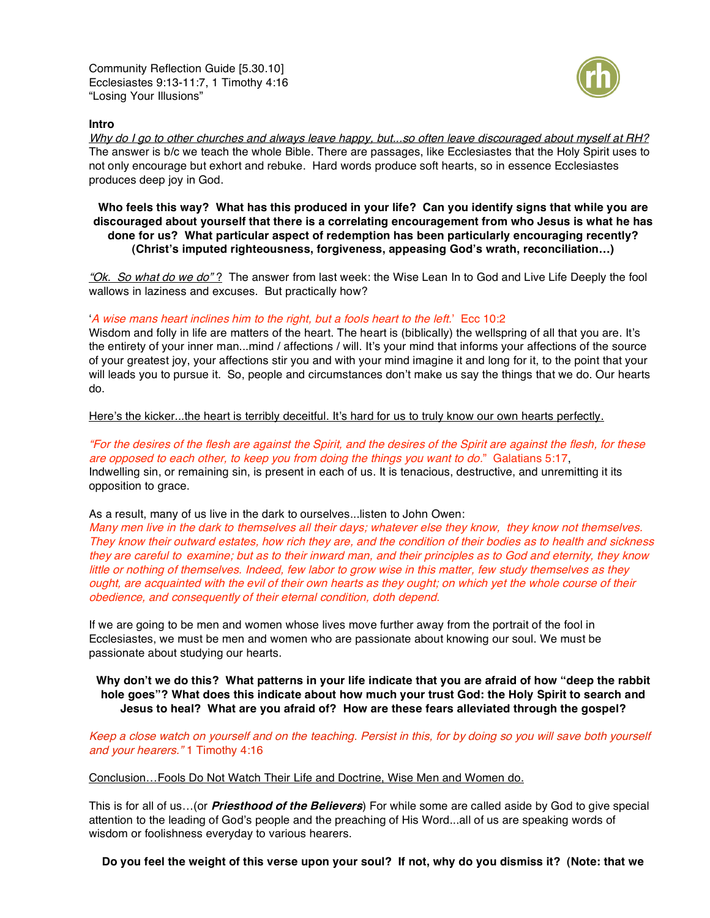Community Reflection Guide [5.30.10]
Ecclesiastes 9:13-11:7, 1 Timothy 4:16
"Losing Your Illusions"

**Intro**

*Why do I go to other churches and always leave happy, but...so often leave discouraged about myself at RH?*
The answer is b/c we teach the whole Bible. There are passages, like Ecclesiastes that the Holy Spirit uses to not only encourage but exhort and rebuke. Hard words produce soft hearts, so in essence Ecclesiastes produces deep joy in God.

**Who feels this way? What has this produced in your life? Can you identify signs that while you are discouraged about yourself that there is a correlating encouragement from who Jesus is what he has done for us? What particular aspect of redemption has been particularly encouraging recently? (Christ's imputed righteousness, forgiveness, appeasing God's wrath, reconciliation…)**

*"Ok. So what do we do"* ? The answer from last week: the Wise Lean In to God and Live Life Deeply the fool wallows in laziness and excuses. But practically how?

'*A wise mans heart inclines him to the right, but a fools heart to the left.*' Ecc 10:2
Wisdom and folly in life are matters of the heart. The heart is (biblically) the wellspring of all that you are. It's the entirety of your inner man...mind / affections / will. It's your mind that informs your affections of the source of your greatest joy, your affections stir you and with your mind imagine it and long for it, to the point that your will leads you to pursue it. So, people and circumstances don't make us say the things that we do. Our hearts do.

Here's the kicker...the heart is terribly deceitful. It's hard for us to truly know our own hearts perfectly.

*"For the desires of the flesh are against the Spirit, and the desires of the Spirit are against the flesh, for these are opposed to each other, to keep you from doing the things you want to do."* Galatians 5:17,
Indwelling sin, or remaining sin, is present in each of us. It is tenacious, destructive, and unremitting it its opposition to grace.

As a result, many of us live in the dark to ourselves...listen to John Owen:
*Many men live in the dark to themselves all their days; whatever else they know, they know not themselves. They know their outward estates, how rich they are, and the condition of their bodies as to health and sickness they are careful to examine; but as to their inward man, and their principles as to God and eternity, they know little or nothing of themselves. Indeed, few labor to grow wise in this matter, few study themselves as they ought, are acquainted with the evil of their own hearts as they ought; on which yet the whole course of their obedience, and consequently of their eternal condition, doth depend.*

If we are going to be men and women whose lives move further away from the portrait of the fool in Ecclesiastes, we must be men and women who are passionate about knowing our soul. We must be passionate about studying our hearts.

**Why don't we do this? What patterns in your life indicate that you are afraid of how "deep the rabbit hole goes"? What does this indicate about how much your trust God: the Holy Spirit to search and Jesus to heal? What are you afraid of? How are these fears alleviated through the gospel?**

*Keep a close watch on yourself and on the teaching. Persist in this, for by doing so you will save both yourself and your hearers."* 1 Timothy 4:16

Conclusion…Fools Do Not Watch Their Life and Doctrine, Wise Men and Women do.

This is for all of us…(or ***Priesthood of the Believers***) For while some are called aside by God to give special attention to the leading of God's people and the preaching of His Word...all of us are speaking words of wisdom or foolishness everyday to various hearers.

**Do you feel the weight of this verse upon your soul? If not, why do you dismiss it? (Note: that we**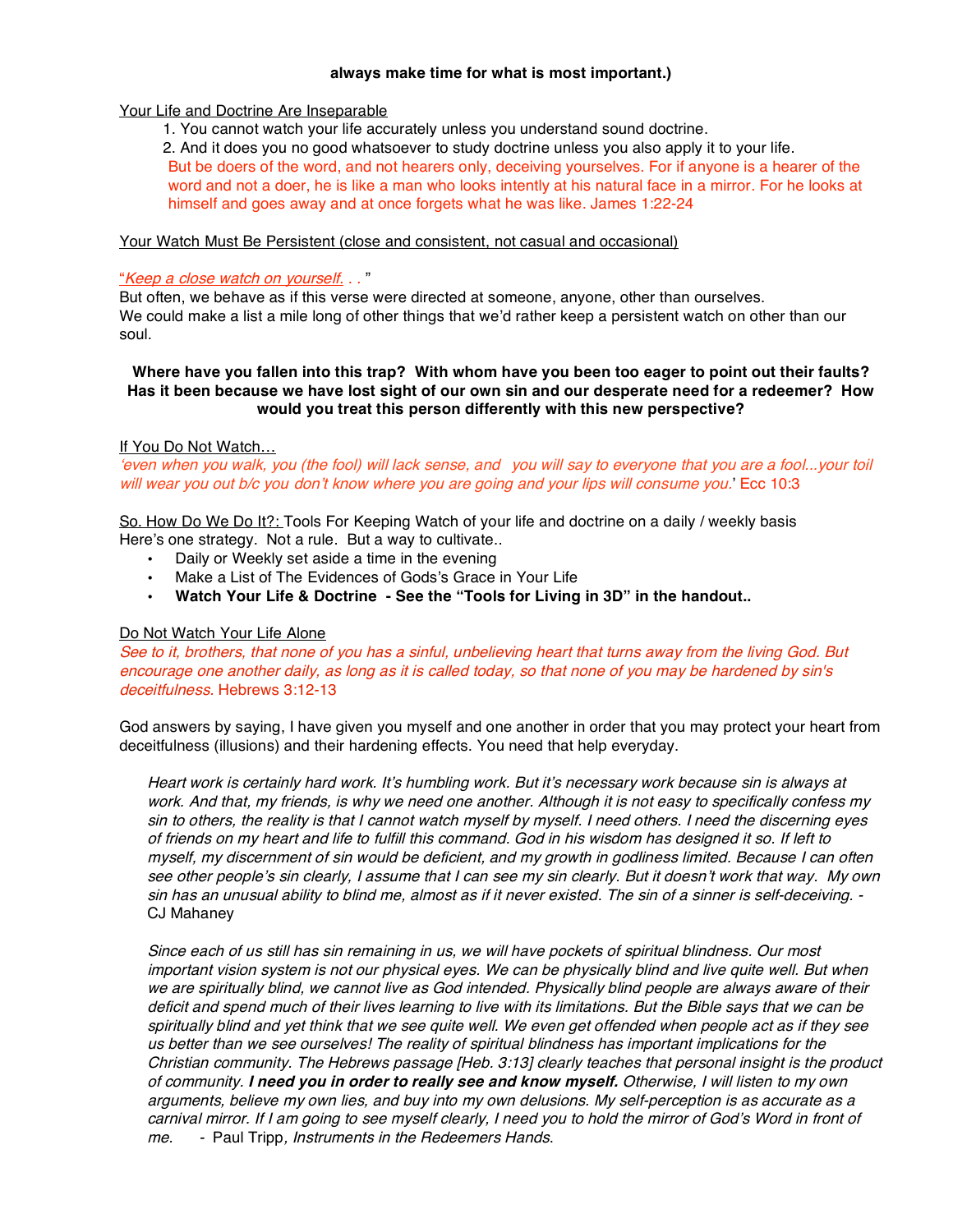**always make time for what is most important.)**

Your Life and Doctrine Are Inseparable

1. You cannot watch your life accurately unless you understand sound doctrine.
2. And it does you no good whatsoever to study doctrine unless you also apply it to your life.
   But be doers of the word, and not hearers only, deceiving yourselves. For if anyone is a hearer of the word and not a doer, he is like a man who looks intently at his natural face in a mirror. For he looks at himself and goes away and at once forgets what he was like. James 1:22-24

Your Watch Must Be Persistent (close and consistent, not casual and occasional)

"*Keep a close watch on yourself*. . . "
But often, we behave as if this verse were directed at someone, anyone, other than ourselves.
We could make a list a mile long of other things that we'd rather keep a persistent watch on other than our soul.

**Where have you fallen into this trap? With whom have you been too eager to point out their faults? Has it been because we have lost sight of our own sin and our desperate need for a redeemer? How would you treat this person differently with this new perspective?**

If You Do Not Watch…
*'even when you walk, you (the fool) will lack sense, and you will say to everyone that you are a fool...your toil will wear you out b/c you don't know where you are going and your lips will consume you.'* Ecc 10:3

So. How Do We Do It?: Tools For Keeping Watch of your life and doctrine on a daily / weekly basis
Here's one strategy. Not a rule. But a way to cultivate..

- Daily or Weekly set aside a time in the evening
- Make a List of The Evidences of Gods's Grace in Your Life
- **Watch Your Life & Doctrine - See the "Tools for Living in 3D" in the handout..**

Do Not Watch Your Life Alone
*See to it, brothers, that none of you has a sinful, unbelieving heart that turns away from the living God. But encourage one another daily, as long as it is called today, so that none of you may be hardened by sin's deceitfulness*. Hebrews 3:12-13

God answers by saying, I have given you myself and one another in order that you may protect your heart from deceitfulness (illusions) and their hardening effects. You need that help everyday.

> *Heart work is certainly hard work. It's humbling work. But it's necessary work because sin is always at work. And that, my friends, is why we need one another. Although it is not easy to specifically confess my sin to others, the reality is that I cannot watch myself by myself. I need others. I need the discerning eyes of friends on my heart and life to fulfill this command. God in his wisdom has designed it so. If left to myself, my discernment of sin would be deficient, and my growth in godliness limited. Because I can often see other people's sin clearly, I assume that I can see my sin clearly. But it doesn't work that way. My own sin has an unusual ability to blind me, almost as if it never existed. The sin of a sinner is self-deceiving. -* CJ Mahaney

> *Since each of us still has sin remaining in us, we will have pockets of spiritual blindness. Our most important vision system is not our physical eyes. We can be physically blind and live quite well. But when we are spiritually blind, we cannot live as God intended. Physically blind people are always aware of their deficit and spend much of their lives learning to live with its limitations. But the Bible says that we can be spiritually blind and yet think that we see quite well. We even get offended when people act as if they see us better than we see ourselves! The reality of spiritual blindness has important implications for the Christian community. The Hebrews passage [Heb. 3:13] clearly teaches that personal insight is the product of community.* ***I need you in order to really see and know myself.*** *Otherwise, I will listen to my own arguments, believe my own lies, and buy into my own delusions. My self-perception is as accurate as a carnival mirror. If I am going to see myself clearly, I need you to hold the mirror of God's Word in front of me.* - Paul Tripp*, Instruments in the Redeemers Hands*.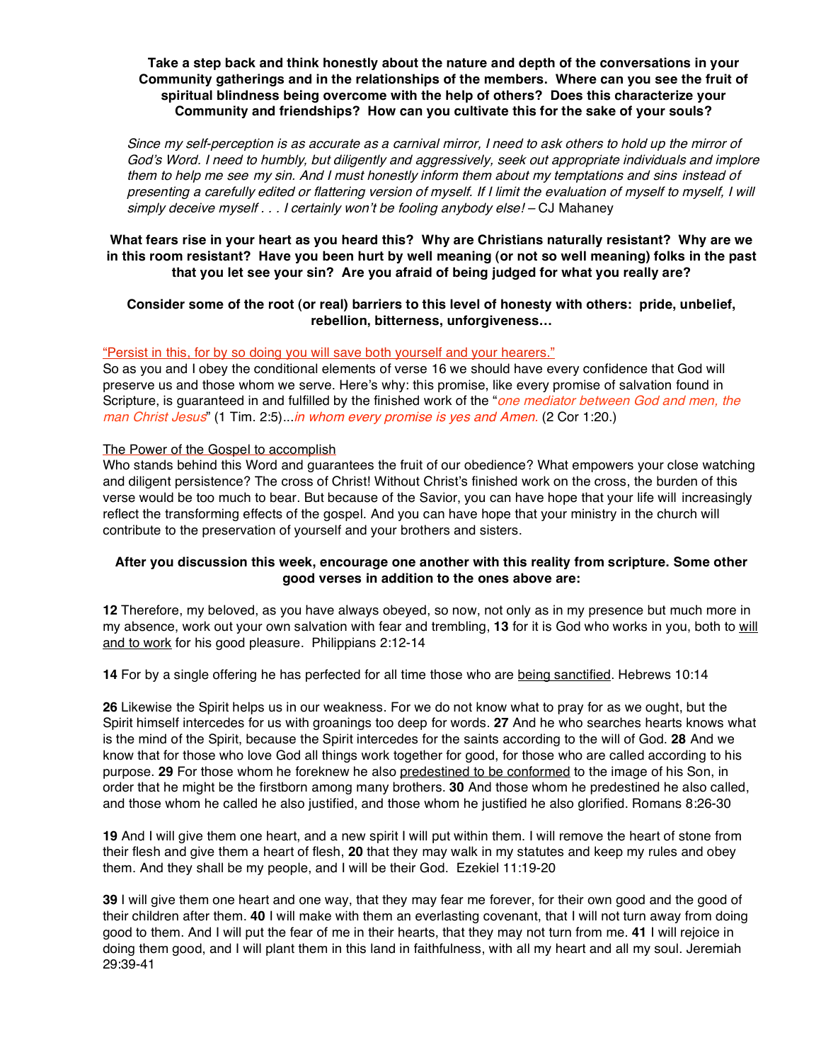**Take a step back and think honestly about the nature and depth of the conversations in your Community gatherings and in the relationships of the members. Where can you see the fruit of spiritual blindness being overcome with the help of others? Does this characterize your Community and friendships? How can you cultivate this for the sake of your souls?**

*Since my self-perception is as accurate as a carnival mirror, I need to ask others to hold up the mirror of God's Word. I need to humbly, but diligently and aggressively, seek out appropriate individuals and implore them to help me see my sin. And I must honestly inform them about my temptations and sins instead of presenting a carefully edited or flattering version of myself. If I limit the evaluation of myself to myself, I will simply deceive myself . . . I certainly won't be fooling anybody else!* – CJ Mahaney

**What fears rise in your heart as you heard this? Why are Christians naturally resistant? Why are we in this room resistant? Have you been hurt by well meaning (or not so well meaning) folks in the past that you let see your sin? Are you afraid of being judged for what you really are?**

**Consider some of the root (or real) barriers to this level of honesty with others: pride, unbelief, rebellion, bitterness, unforgiveness…**

<u>"Persist in this, for by so doing you will save both yourself and your hearers."</u>
So as you and I obey the conditional elements of verse 16 we should have every confidence that God will preserve us and those whom we serve. Here's why: this promise, like every promise of salvation found in Scripture, is guaranteed in and fulfilled by the finished work of the "*one mediator between God and men, the man Christ Jesus*" (1 Tim. 2:5)...*in whom every promise is yes and Amen.* (2 Cor 1:20.)

<u>The Power of the Gospel to accomplish</u>
Who stands behind this Word and guarantees the fruit of our obedience? What empowers your close watching and diligent persistence? The cross of Christ! Without Christ's finished work on the cross, the burden of this verse would be too much to bear. But because of the Savior, you can have hope that your life will increasingly reflect the transforming effects of the gospel. And you can have hope that your ministry in the church will contribute to the preservation of yourself and your brothers and sisters.

**After you discussion this week, encourage one another with this reality from scripture. Some other good verses in addition to the ones above are:**

**12** Therefore, my beloved, as you have always obeyed, so now, not only as in my presence but much more in my absence, work out your own salvation with fear and trembling, **13** for it is God who works in you, both to <u>will and to work</u> for his good pleasure. Philippians 2:12-14

**14** For by a single offering he has perfected for all time those who are <u>being sanctified</u>. Hebrews 10:14

**26** Likewise the Spirit helps us in our weakness. For we do not know what to pray for as we ought, but the Spirit himself intercedes for us with groanings too deep for words. **27** And he who searches hearts knows what is the mind of the Spirit, because the Spirit intercedes for the saints according to the will of God. **28** And we know that for those who love God all things work together for good, for those who are called according to his purpose. **29** For those whom he foreknew he also <u>predestined to be conformed</u> to the image of his Son, in order that he might be the firstborn among many brothers. **30** And those whom he predestined he also called, and those whom he called he also justified, and those whom he justified he also glorified. Romans 8:26-30

**19** And I will give them one heart, and a new spirit I will put within them. I will remove the heart of stone from their flesh and give them a heart of flesh, **20** that they may walk in my statutes and keep my rules and obey them. And they shall be my people, and I will be their God. Ezekiel 11:19-20

**39** I will give them one heart and one way, that they may fear me forever, for their own good and the good of their children after them. **40** I will make with them an everlasting covenant, that I will not turn away from doing good to them. And I will put the fear of me in their hearts, that they may not turn from me. **41** I will rejoice in doing them good, and I will plant them in this land in faithfulness, with all my heart and all my soul. Jeremiah 29:39-41